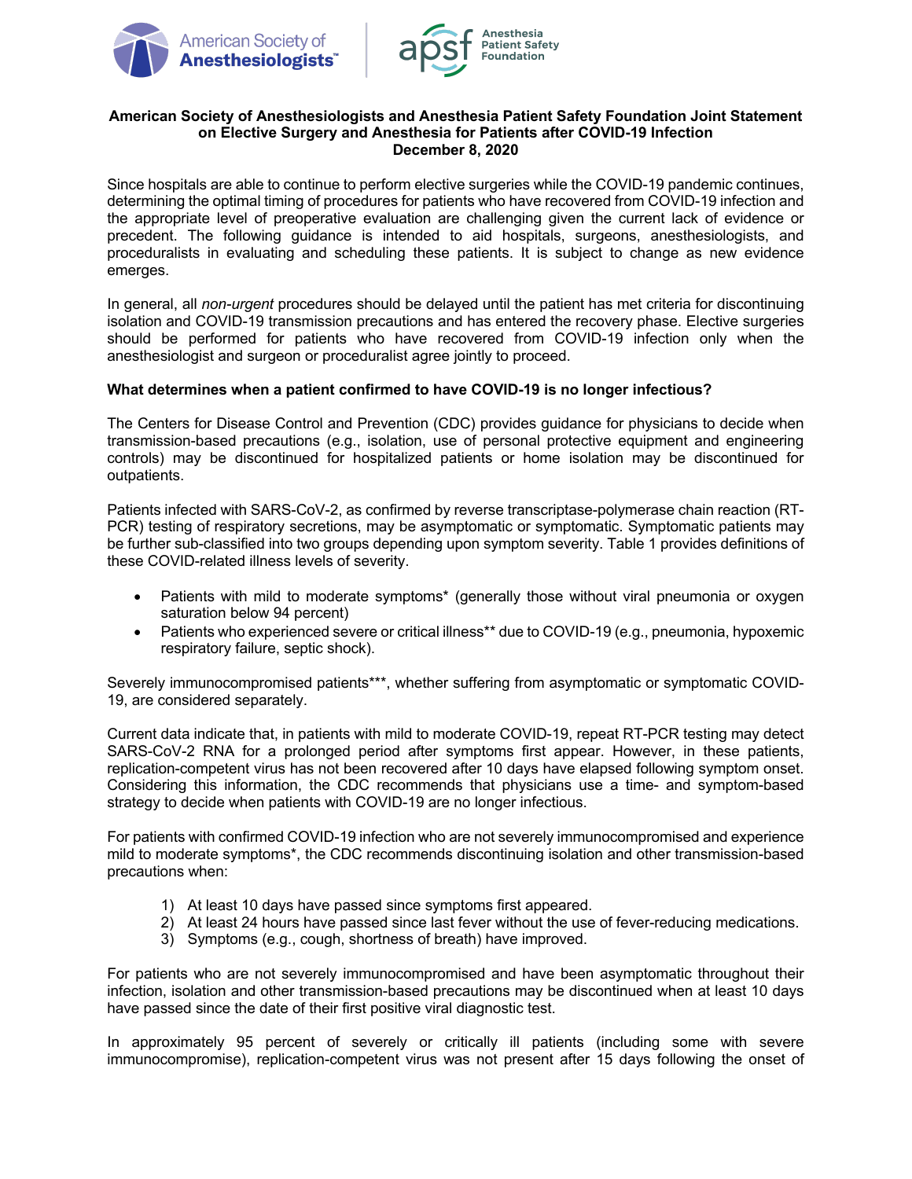# American Society of Anesthesiologists and Anesthesia Patient Safety Foundation Joint Statement on Elective Surgery and Anesthesia for Patients after COVID-19 Infection

**December 8, 2020**

Since hospitals are able to continue to perform elective surgeries while the COVID-19 pandemic continues, determining the optimal timing of procedures for patients who have recovered from COVID-19 infection and the appropriate level of preoperative evaluation are challenging given the current lack of evidence or precedent. The following guidance is intended to aid hospitals, surgeons, anesthesiologists, and proceduralists in evaluating and scheduling these patients. It is subject to change as new evidence emerges.

In general, all *non-urgent* procedures should be delayed until the patient has met criteria for discontinuing isolation and COVID-19 transmission precautions and has entered the recovery phase. Elective surgeries should be performed for patients who have recovered from COVID-19 infection only when the anesthesiologist and surgeon or proceduralist agree jointly to proceed.

### What determines when a patient confirmed to have COVID-19 is no longer infectious?

The Centers for Disease Control and Prevention (CDC) provides guidance for physicians to decide when transmission-based precautions (e.g., isolation, use of personal protective equipment and engineering controls) may be discontinued for hospitalized patients or home isolation may be discontinued for outpatients.

Patients infected with SARS-CoV-2, as confirmed by reverse transcriptase-polymerase chain reaction (RT-PCR) testing of respiratory secretions, may be asymptomatic or symptomatic. Symptomatic patients may be further sub-classified into two groups depending upon symptom severity. Table 1 provides definitions of these COVID-related illness levels of severity.

- Patients with mild to moderate symptoms* (generally those without viral pneumonia or oxygen saturation below 94 percent)
- Patients who experienced severe or critical illness** due to COVID-19 (e.g., pneumonia, hypoxemic respiratory failure, septic shock).

Severely immunocompromised patients***, whether suffering from asymptomatic or symptomatic COVID-19, are considered separately.

Current data indicate that, in patients with mild to moderate COVID-19, repeat RT-PCR testing may detect SARS-CoV-2 RNA for a prolonged period after symptoms first appear. However, in these patients, replication-competent virus has not been recovered after 10 days have elapsed following symptom onset. Considering this information, the CDC recommends that physicians use a time- and symptom-based strategy to decide when patients with COVID-19 are no longer infectious.

For patients with confirmed COVID-19 infection who are not severely immunocompromised and experience mild to moderate symptoms*, the CDC recommends discontinuing isolation and other transmission-based precautions when:

1) At least 10 days have passed since symptoms first appeared.
2) At least 24 hours have passed since last fever without the use of fever-reducing medications.
3) Symptoms (e.g., cough, shortness of breath) have improved.

For patients who are not severely immunocompromised and have been asymptomatic throughout their infection, isolation and other transmission-based precautions may be discontinued when at least 10 days have passed since the date of their first positive viral diagnostic test.

In approximately 95 percent of severely or critically ill patients (including some with severe immunocompromise), replication-competent virus was not present after 15 days following the onset of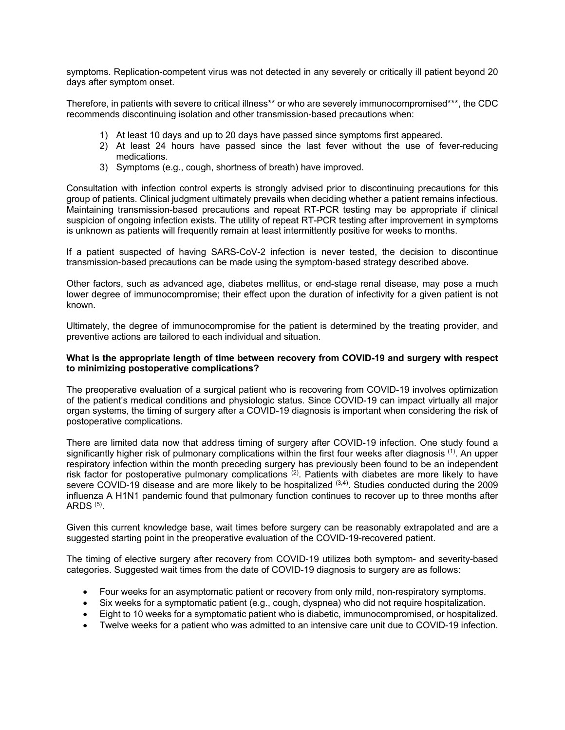symptoms. Replication-competent virus was not detected in any severely or critically ill patient beyond 20 days after symptom onset.

Therefore, in patients with severe to critical illness** or who are severely immunocompromised***, the CDC recommends discontinuing isolation and other transmission-based precautions when:

1) At least 10 days and up to 20 days have passed since symptoms first appeared.
2) At least 24 hours have passed since the last fever without the use of fever-reducing medications.
3) Symptoms (e.g., cough, shortness of breath) have improved.

Consultation with infection control experts is strongly advised prior to discontinuing precautions for this group of patients. Clinical judgment ultimately prevails when deciding whether a patient remains infectious. Maintaining transmission-based precautions and repeat RT-PCR testing may be appropriate if clinical suspicion of ongoing infection exists. The utility of repeat RT-PCR testing after improvement in symptoms is unknown as patients will frequently remain at least intermittently positive for weeks to months.

If a patient suspected of having SARS-CoV-2 infection is never tested, the decision to discontinue transmission-based precautions can be made using the symptom-based strategy described above.

Other factors, such as advanced age, diabetes mellitus, or end-stage renal disease, may pose a much lower degree of immunocompromise; their effect upon the duration of infectivity for a given patient is not known.

Ultimately, the degree of immunocompromise for the patient is determined by the treating provider, and preventive actions are tailored to each individual and situation.

**What is the appropriate length of time between recovery from COVID-19 and surgery with respect to minimizing postoperative complications?**

The preoperative evaluation of a surgical patient who is recovering from COVID-19 involves optimization of the patient's medical conditions and physiologic status. Since COVID-19 can impact virtually all major organ systems, the timing of surgery after a COVID-19 diagnosis is important when considering the risk of postoperative complications.

There are limited data now that address timing of surgery after COVID-19 infection. One study found a significantly higher risk of pulmonary complications within the first four weeks after diagnosis [1]. An upper respiratory infection within the month preceding surgery has previously been found to be an independent risk factor for postoperative pulmonary complications [2]. Patients with diabetes are more likely to have severe COVID-19 disease and are more likely to be hospitalized [3,4]. Studies conducted during the 2009 influenza A H1N1 pandemic found that pulmonary function continues to recover up to three months after ARDS [5].

Given this current knowledge base, wait times before surgery can be reasonably extrapolated and are a suggested starting point in the preoperative evaluation of the COVID-19-recovered patient.

The timing of elective surgery after recovery from COVID-19 utilizes both symptom- and severity-based categories. Suggested wait times from the date of COVID-19 diagnosis to surgery are as follows:

- Four weeks for an asymptomatic patient or recovery from only mild, non-respiratory symptoms.
- Six weeks for a symptomatic patient (e.g., cough, dyspnea) who did not require hospitalization.
- Eight to 10 weeks for a symptomatic patient who is diabetic, immunocompromised, or hospitalized.
- Twelve weeks for a patient who was admitted to an intensive care unit due to COVID-19 infection.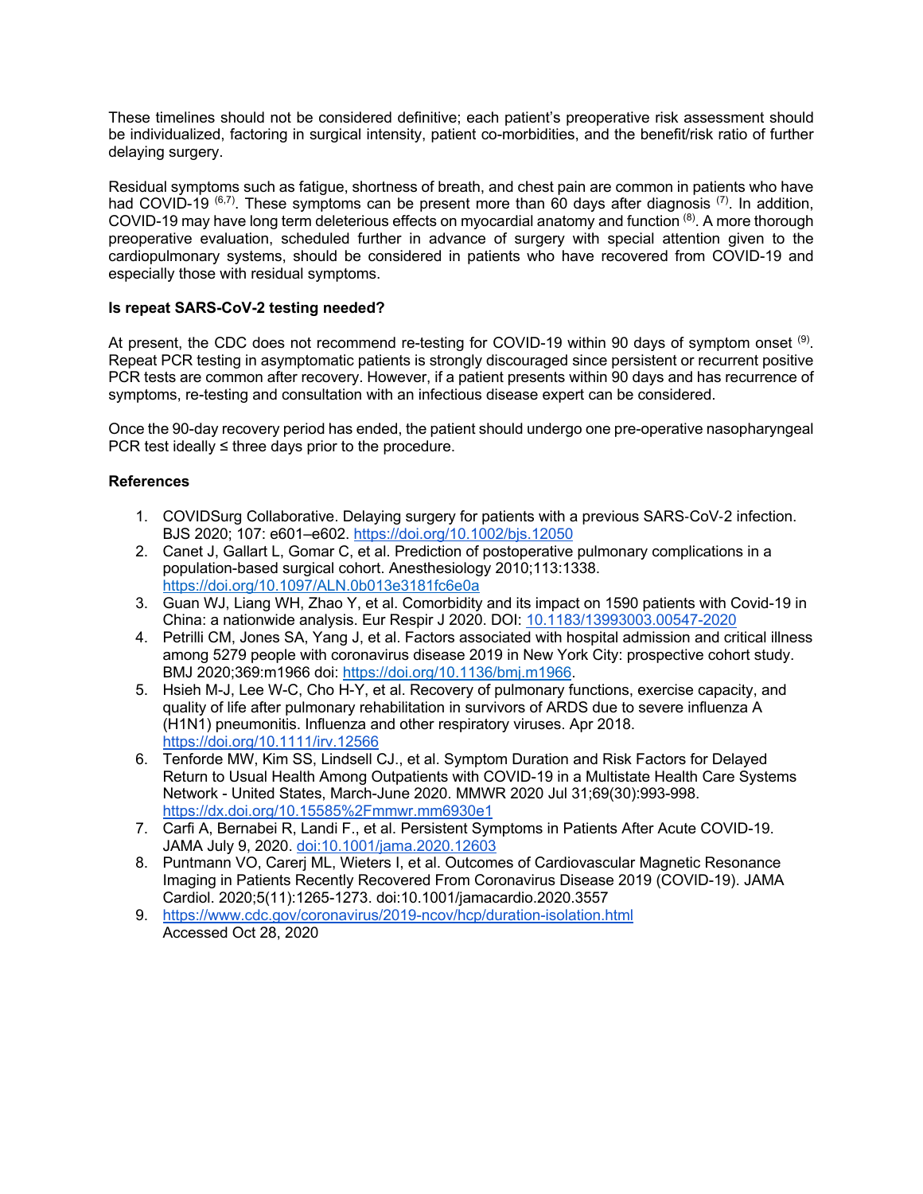These timelines should not be considered definitive; each patient's preoperative risk assessment should be individualized, factoring in surgical intensity, patient co-morbidities, and the benefit/risk ratio of further delaying surgery.

Residual symptoms such as fatigue, shortness of breath, and chest pain are common in patients who have had COVID-19 [6,7]. These symptoms can be present more than 60 days after diagnosis [7]. In addition, COVID-19 may have long term deleterious effects on myocardial anatomy and function [8]. A more thorough preoperative evaluation, scheduled further in advance of surgery with special attention given to the cardiopulmonary systems, should be considered in patients who have recovered from COVID-19 and especially those with residual symptoms.

**Is repeat SARS-CoV-2 testing needed?**

At present, the CDC does not recommend re-testing for COVID-19 within 90 days of symptom onset [9]. Repeat PCR testing in asymptomatic patients is strongly discouraged since persistent or recurrent positive PCR tests are common after recovery. However, if a patient presents within 90 days and has recurrence of symptoms, re-testing and consultation with an infectious disease expert can be considered.

Once the 90-day recovery period has ended, the patient should undergo one pre-operative nasopharyngeal PCR test ideally ≤ three days prior to the procedure.

**References**

1. COVIDSurg Collaborative. Delaying surgery for patients with a previous SARS-CoV-2 infection. BJS 2020; 107: e601–e602. https://doi.org/10.1002/bjs.12050
2. Canet J, Gallart L, Gomar C, et al. Prediction of postoperative pulmonary complications in a population-based surgical cohort. Anesthesiology 2010;113:1338. https://doi.org/10.1097/ALN.0b013e3181fc6e0a
3. Guan WJ, Liang WH, Zhao Y, et al. Comorbidity and its impact on 1590 patients with Covid-19 in China: a nationwide analysis. Eur Respir J 2020. DOI: 10.1183/13993003.00547-2020
4. Petrilli CM, Jones SA, Yang J, et al. Factors associated with hospital admission and critical illness among 5279 people with coronavirus disease 2019 in New York City: prospective cohort study. BMJ 2020;369:m1966 doi: https://doi.org/10.1136/bmj.m1966.
5. Hsieh M-J, Lee W-C, Cho H-Y, et al. Recovery of pulmonary functions, exercise capacity, and quality of life after pulmonary rehabilitation in survivors of ARDS due to severe influenza A (H1N1) pneumonitis. Influenza and other respiratory viruses. Apr 2018. https://doi.org/10.1111/irv.12566
6. Tenforde MW, Kim SS, Lindsell CJ., et al. Symptom Duration and Risk Factors for Delayed Return to Usual Health Among Outpatients with COVID-19 in a Multistate Health Care Systems Network - United States, March-June 2020. MMWR 2020 Jul 31;69(30):993-998. https://dx.doi.org/10.15585%2Fmmwr.mm6930e1
7. Carfi A, Bernabei R, Landi F., et al. Persistent Symptoms in Patients After Acute COVID-19. JAMA July 9, 2020. doi:10.1001/jama.2020.12603
8. Puntmann VO, Carerj ML, Wieters I, et al. Outcomes of Cardiovascular Magnetic Resonance Imaging in Patients Recently Recovered From Coronavirus Disease 2019 (COVID-19). JAMA Cardiol. 2020;5(11):1265-1273. doi:10.1001/jamacardio.2020.3557
9. https://www.cdc.gov/coronavirus/2019-ncov/hcp/duration-isolation.html
   Accessed Oct 28, 2020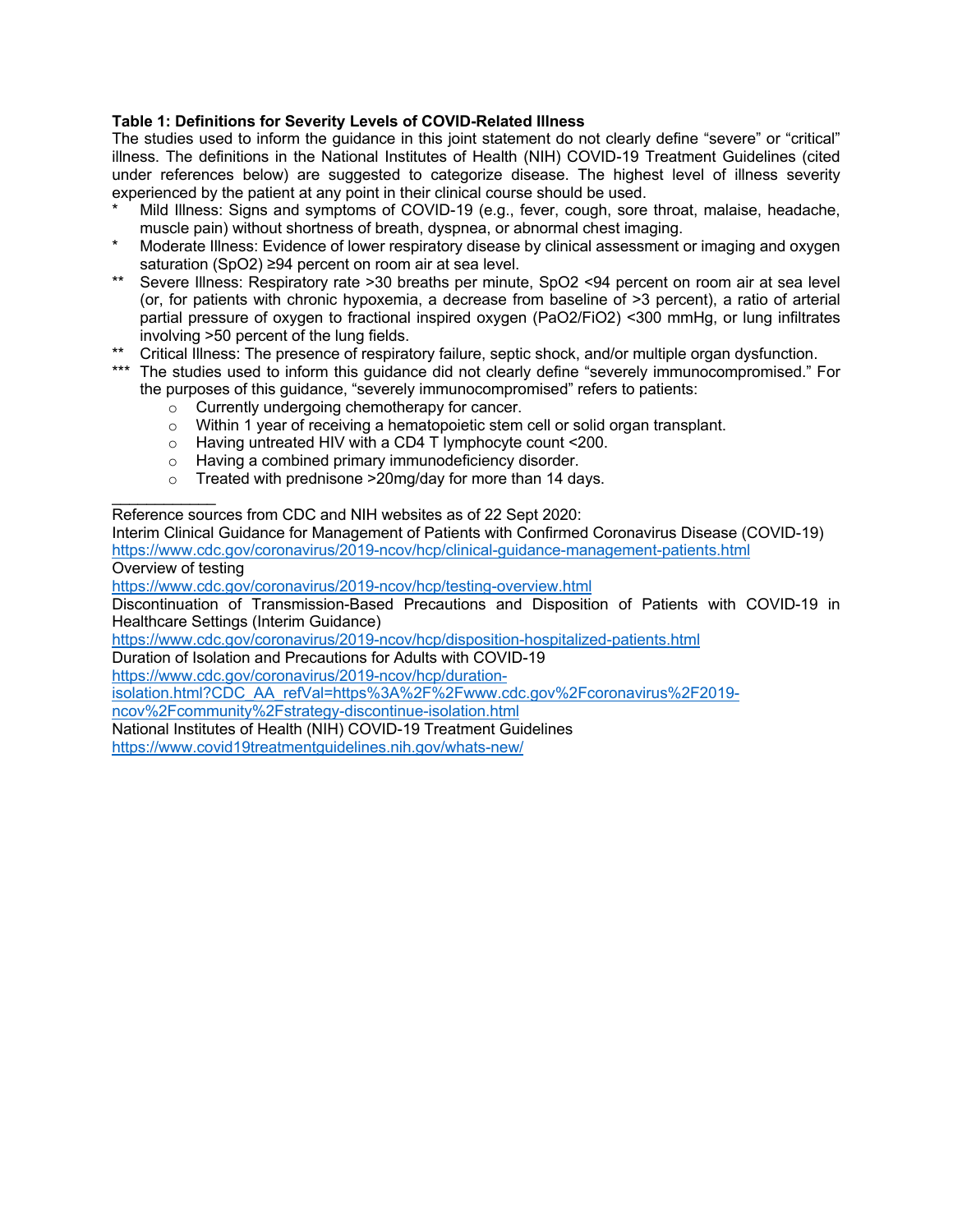**Table 1: Definitions for Severity Levels of COVID-Related Illness**

The studies used to inform the guidance in this joint statement do not clearly define "severe" or "critical" illness. The definitions in the National Institutes of Health (NIH) COVID-19 Treatment Guidelines (cited under references below) are suggested to categorize disease. The highest level of illness severity experienced by the patient at any point in their clinical course should be used.

\* Mild Illness: Signs and symptoms of COVID-19 (e.g., fever, cough, sore throat, malaise, headache, muscle pain) without shortness of breath, dyspnea, or abnormal chest imaging.

\* Moderate Illness: Evidence of lower respiratory disease by clinical assessment or imaging and oxygen saturation ($SpO_2$) ≥94 percent on room air at sea level.

\*\* Severe Illness: Respiratory rate >30 breaths per minute, $SpO_2$ <94 percent on room air at sea level (or, for patients with chronic hypoxemia, a decrease from baseline of >3 percent), a ratio of arterial partial pressure of oxygen to fractional inspired oxygen ($PaO_2/FiO_2$) <300 mmHg, or lung infiltrates involving >50 percent of the lung fields.

\*\* Critical Illness: The presence of respiratory failure, septic shock, and/or multiple organ dysfunction.

\*\*\* The studies used to inform this guidance did not clearly define "severely immunocompromised." For the purposes of this guidance, "severely immunocompromised" refers to patients:

- Currently undergoing chemotherapy for cancer.
- Within 1 year of receiving a hematopoietic stem cell or solid organ transplant.
- Having untreated HIV with a CD4 T lymphocyte count <200.
- Having a combined primary immunodeficiency disorder.
- Treated with prednisone >20mg/day for more than 14 days.

---

Reference sources from CDC and NIH websites as of 22 Sept 2020:

Interim Clinical Guidance for Management of Patients with Confirmed Coronavirus Disease (COVID-19)
https://www.cdc.gov/coronavirus/2019-ncov/hcp/clinical-guidance-management-patients.html

Overview of testing
https://www.cdc.gov/coronavirus/2019-ncov/hcp/testing-overview.html

Discontinuation of Transmission-Based Precautions and Disposition of Patients with COVID-19 in Healthcare Settings (Interim Guidance)
https://www.cdc.gov/coronavirus/2019-ncov/hcp/disposition-hospitalized-patients.html

Duration of Isolation and Precautions for Adults with COVID-19
https://www.cdc.gov/coronavirus/2019-ncov/hcp/duration-isolation.html?CDC_AA_refVal=https%3A%2F%2Fwww.cdc.gov%2Fcoronavirus%2F2019-ncov%2Fcommunity%2Fstrategy-discontinue-isolation.html

National Institutes of Health (NIH) COVID-19 Treatment Guidelines
https://www.covid19treatmentguidelines.nih.gov/whats-new/